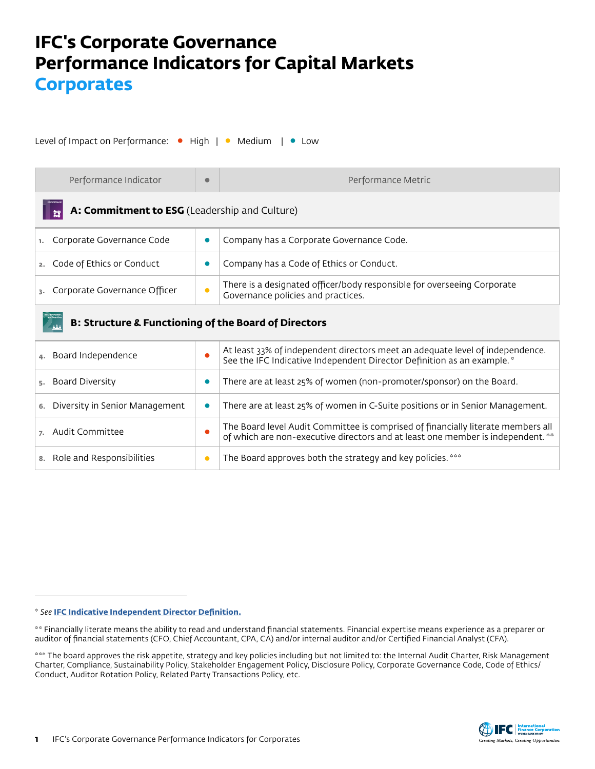# IFC's Corporate Governance Performance Indicators for Capital Markets

## Corporates

Level of Impact on Performance: ● High | ● Medium | ● Low

| Performance Indicator | ● | Performance Metric |
|---|---|---|
| **A: Commitment to ESG** (Leadership and Culture) | | |
| 1. Corporate Governance Code | Low | Company has a Corporate Governance Code. |
| 2. Code of Ethics or Conduct | Low | Company has a Code of Ethics or Conduct. |
| 3. Corporate Governance Officer | Medium | There is a designated officer/body responsible for overseeing Corporate Governance policies and practices. |
| **B: Structure & Functioning of the Board of Directors** | | |
| 4. Board Independence | High | At least 33% of independent directors meet an adequate level of independence. See the IFC Indicative Independent Director Definition as an example. * |
| 5. Board Diversity | Low | There are at least 25% of women (non-promoter/sponsor) on the Board. |
| 6. Diversity in Senior Management | Low | There are at least 25% of women in C-Suite positions or in Senior Management. |
| 7. Audit Committee | High | The Board level Audit Committee is comprised of financially literate members all of which are non-executive directors and at least one member is independent. ** |
| 8. Role and Responsibilities | Medium | The Board approves both the strategy and key policies. *** |

\* *See* **IFC Indicative Independent Director Definition.**

\** Financially literate means the ability to read and understand financial statements. Financial expertise means experience as a preparer or auditor of financial statements (CFO, Chief Accountant, CPA, CA) and/or internal auditor and/or Certified Financial Analyst (CFA).

\*** The board approves the risk appetite, strategy and key policies including but not limited to: the Internal Audit Charter, Risk Management Charter, Compliance, Sustainability Policy, Stakeholder Engagement Policy, Disclosure Policy, Corporate Governance Code, Code of Ethics/Conduct, Auditor Rotation Policy, Related Party Transactions Policy, etc.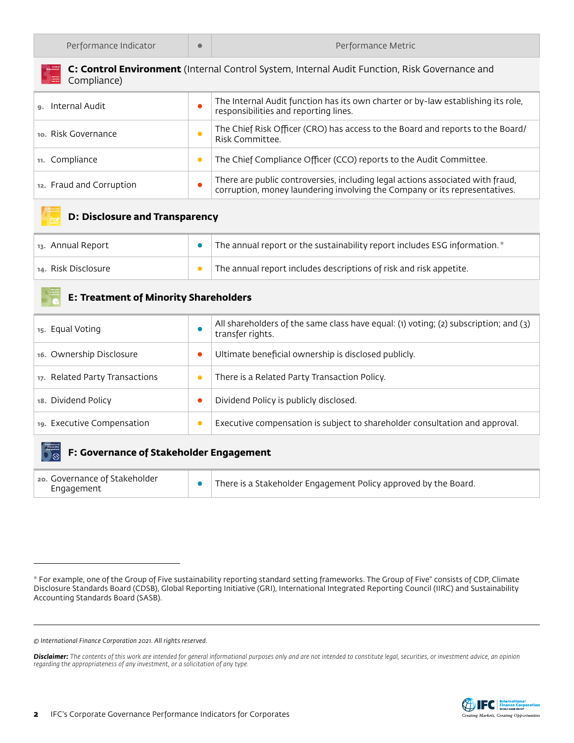| Performance Indicator | ● | Performance Metric |
|---|---|---|
| **C: Control Environment** (Internal Control System, Internal Audit Function, Risk Governance and Compliance) | | |
| 9. Internal Audit | ● | The Internal Audit function has its own charter or by-law establishing its role, responsibilities and reporting lines. |
| 10. Risk Governance | ● | The Chief Risk Officer (CRO) has access to the Board and reports to the Board/ Risk Committee. |
| 11. Compliance | ● | The Chief Compliance Officer (CCO) reports to the Audit Committee. |
| 12. Fraud and Corruption | ● | There are public controversies, including legal actions associated with fraud, corruption, money laundering involving the Company or its representatives. |
| **D: Disclosure and Transparency** | | |
| 13. Annual Report | ● | The annual report or the sustainability report includes ESG information. * |
| 14. Risk Disclosure | ● | The annual report includes descriptions of risk and risk appetite. |
| **E: Treatment of Minority Shareholders** | | |
| 15. Equal Voting | ● | All shareholders of the same class have equal: (1) voting; (2) subscription; and (3) transfer rights. |
| 16. Ownership Disclosure | ● | Ultimate beneficial ownership is disclosed publicly. |
| 17. Related Party Transactions | ● | There is a Related Party Transaction Policy. |
| 18. Dividend Policy | ● | Dividend Policy is publicly disclosed. |
| 19. Executive Compensation | ● | Executive compensation is subject to shareholder consultation and approval. |
| **F: Governance of Stakeholder Engagement** | | |
| 20. Governance of Stakeholder Engagement | ● | There is a Stakeholder Engagement Policy approved by the Board. |

* For example, one of the Group of Five sustainability reporting standard setting frameworks. The Group of Five" consists of CDP, Climate Disclosure Standards Board (CDSB), Global Reporting Initiative (GRI), International Integrated Reporting Council (IIRC) and Sustainability Accounting Standards Board (SASB).

*© International Finance Corporation 2021. All rights reserved.*

***Disclaimer:*** *The contents of this work are intended for general informational purposes only and are not intended to constitute legal, securities, or investment advice, an opinion regarding the appropriateness of any investment, or a solicitation of any type.*